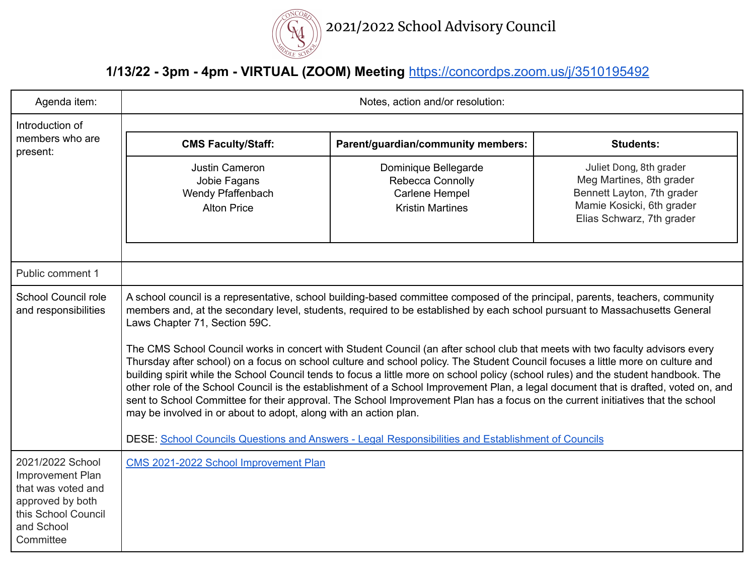# 2021/2022 School Advisory Council

## 1/13/22 - 3pm - 4pm - VIRTUAL (ZOOM) Meeting https://concordps.zoom.us/j/3510195492

| Agenda item: | Notes, action and/or resolution: |
|---|---|
| Introduction of members who are present: | **CMS Faculty/Staff:** Justin Cameron, Jobie Fagans, Wendy Pfaffenbach, Alton Price<br><br>**Parent/guardian/community members:** Dominique Bellegarde, Rebecca Connolly, Carlene Hempel, Kristin Martines<br><br>**Students:** Juliet Dong, 8th grader; Meg Martines, 8th grader; Bennett Layton, 7th grader; Mamie Kosicki, 6th grader; Elias Schwarz, 7th grader |
| Public comment 1 | |
| School Council role and responsibilities | A school council is a representative, school building-based committee composed of the principal, parents, teachers, community members and, at the secondary level, students, required to be established by each school pursuant to Massachusetts General Laws Chapter 71, Section 59C.<br><br>The CMS School Council works in concert with Student Council (an after school club that meets with two faculty advisors every Thursday after school) on a focus on school culture and school policy. The Student Council focuses a little more on culture and building spirit while the School Council tends to focus a little more on school policy (school rules) and the student handbook. The other role of the School Council is the establishment of a School Improvement Plan, a legal document that is drafted, voted on, and sent to School Committee for their approval. The School Improvement Plan has a focus on the current initiatives that the school may be involved in or about to adopt, along with an action plan.<br><br>DESE: School Councils Questions and Answers - Legal Responsibilities and Establishment of Councils |
| 2021/2022 School Improvement Plan that was voted and approved by both this School Council and School Committee | CMS 2021-2022 School Improvement Plan |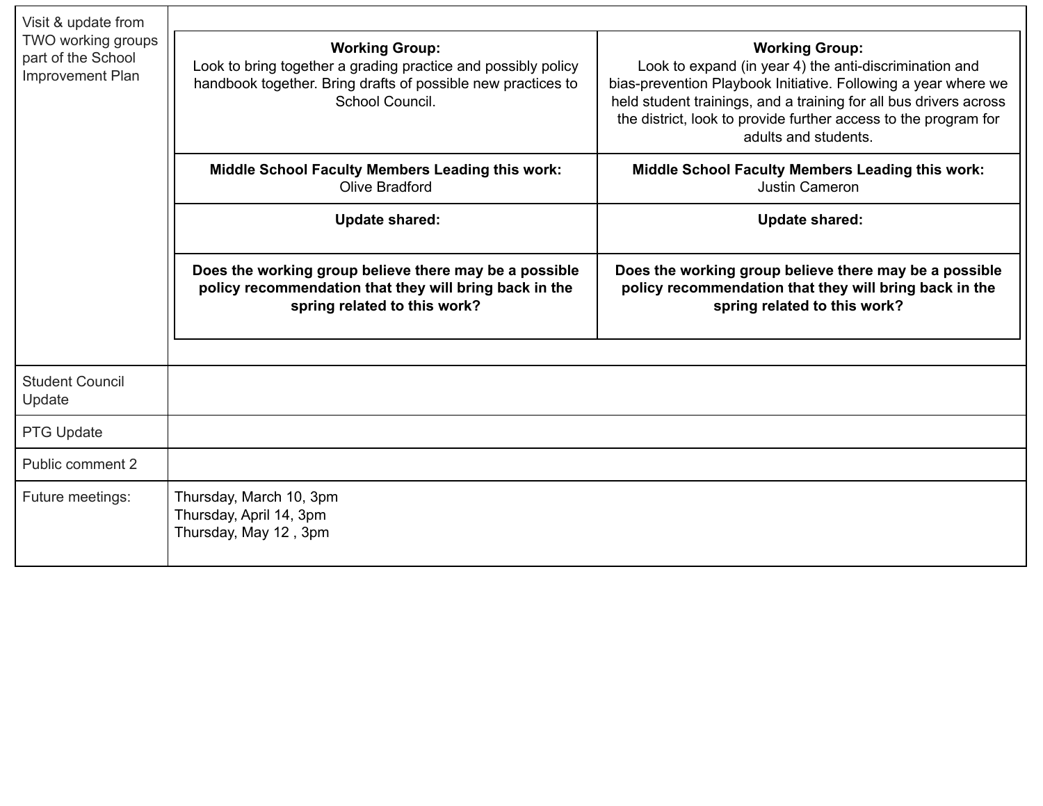| | |
|---|---|
| Visit & update from TWO working groups part of the School Improvement Plan | |
| Student Council Update | |
| PTG Update | |
| Public comment 2 | |
| Future meetings: | Thursday, March 10, 3pm<br>Thursday, April 14, 3pm<br>Thursday, May 12 , 3pm |

| | |
|---|---|
| **Working Group:**<br>Look to bring together a grading practice and possibly policy handbook together. Bring drafts of possible new practices to School Council. | **Working Group:**<br>Look to expand (in year 4) the anti-discrimination and bias-prevention Playbook Initiative. Following a year where we held student trainings, and a training for all bus drivers across the district, look to provide further access to the program for adults and students. |
| **Middle School Faculty Members Leading this work:**<br>Olive Bradford | **Middle School Faculty Members Leading this work:**<br>Justin Cameron |
| **Update shared:** | **Update shared:** |
| **Does the working group believe there may be a possible policy recommendation that they will bring back in the spring related to this work?** | **Does the working group believe there may be a possible policy recommendation that they will bring back in the spring related to this work?** |